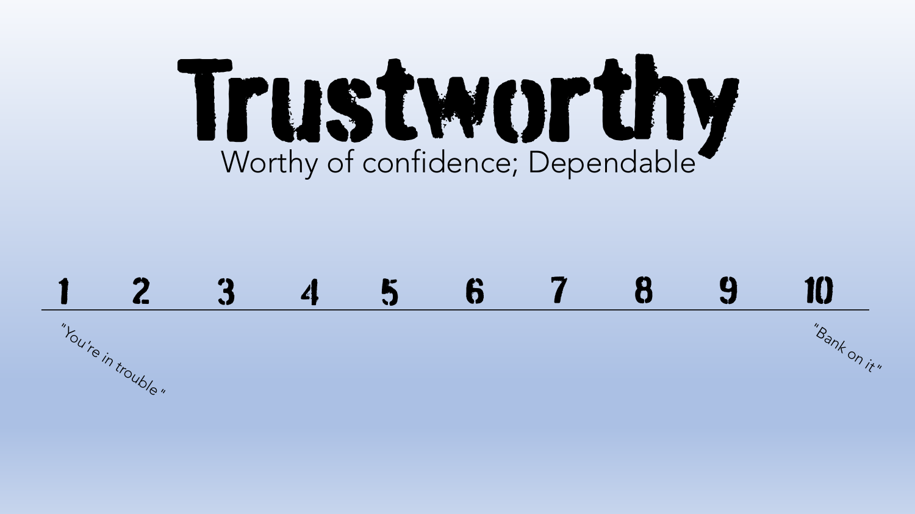# Trustworthy

Worthy of confidence; Dependable

| 1 | 2 | 3 | 4 | 5 | 6 | 7 | 8 | 9 | 10 |
|---|---|---|---|---|---|---|---|---|---|
| "You're in trouble" | | | | | | | | | "Bank on it" |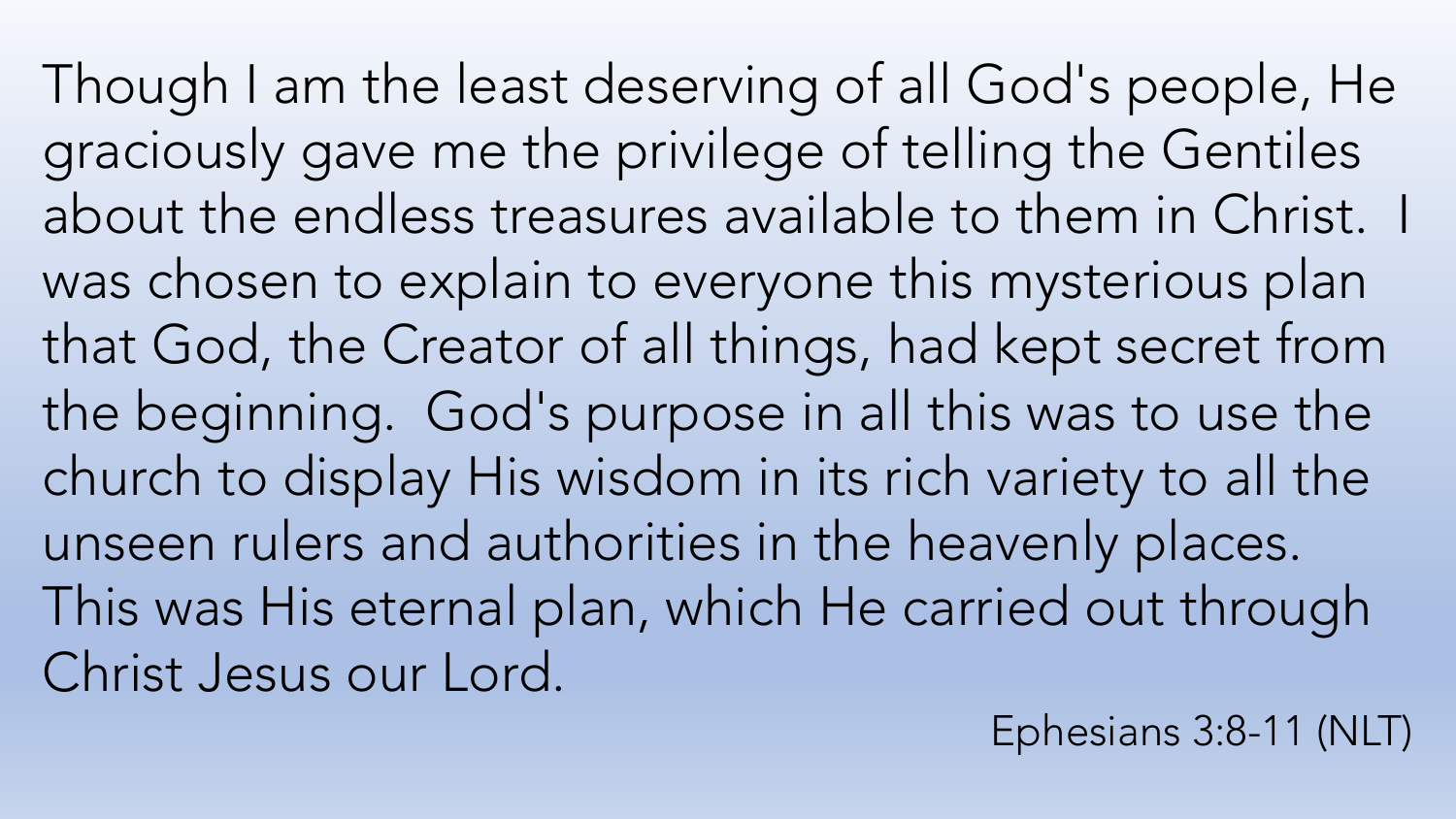Though I am the least deserving of all God's people, He graciously gave me the privilege of telling the Gentiles about the endless treasures available to them in Christ. I was chosen to explain to everyone this mysterious plan that God, the Creator of all things, had kept secret from the beginning. God's purpose in all this was to use the church to display His wisdom in its rich variety to all the unseen rulers and authorities in the heavenly places. This was His eternal plan, which He carried out through Christ Jesus our Lord.

Ephesians 3:8-11 (NLT)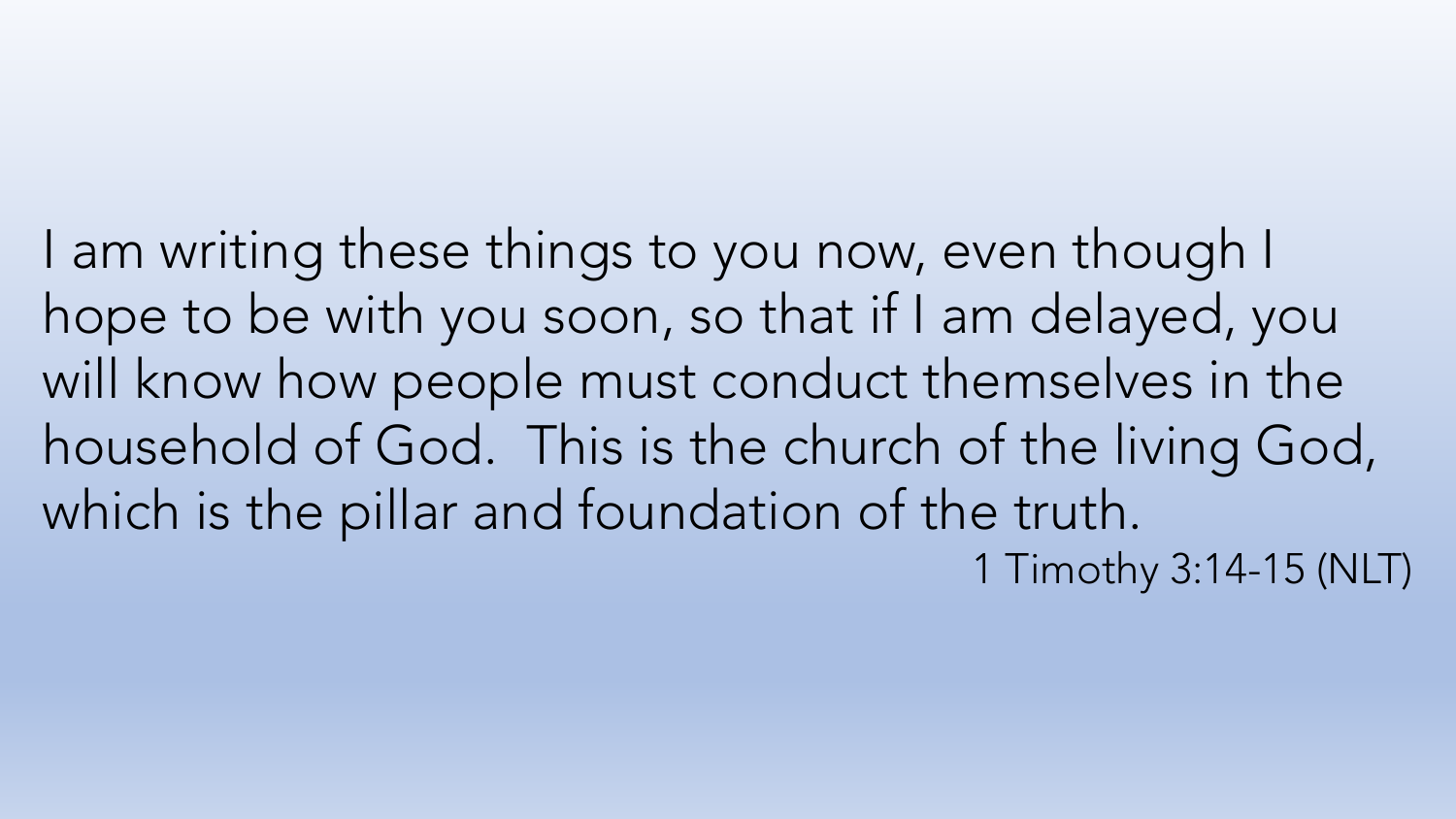I am writing these things to you now, even though I hope to be with you soon, so that if I am delayed, you will know how people must conduct themselves in the household of God. This is the church of the living God, which is the pillar and foundation of the truth.

1 Timothy 3:14-15 (NLT)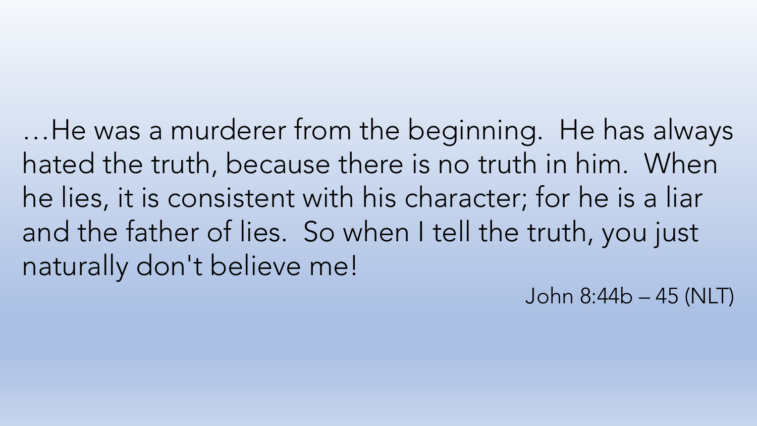…He was a murderer from the beginning.  He has always hated the truth, because there is no truth in him.  When he lies, it is consistent with his character; for he is a liar and the father of lies.  So when I tell the truth, you just naturally don't believe me!

John 8:44b – 45 (NLT)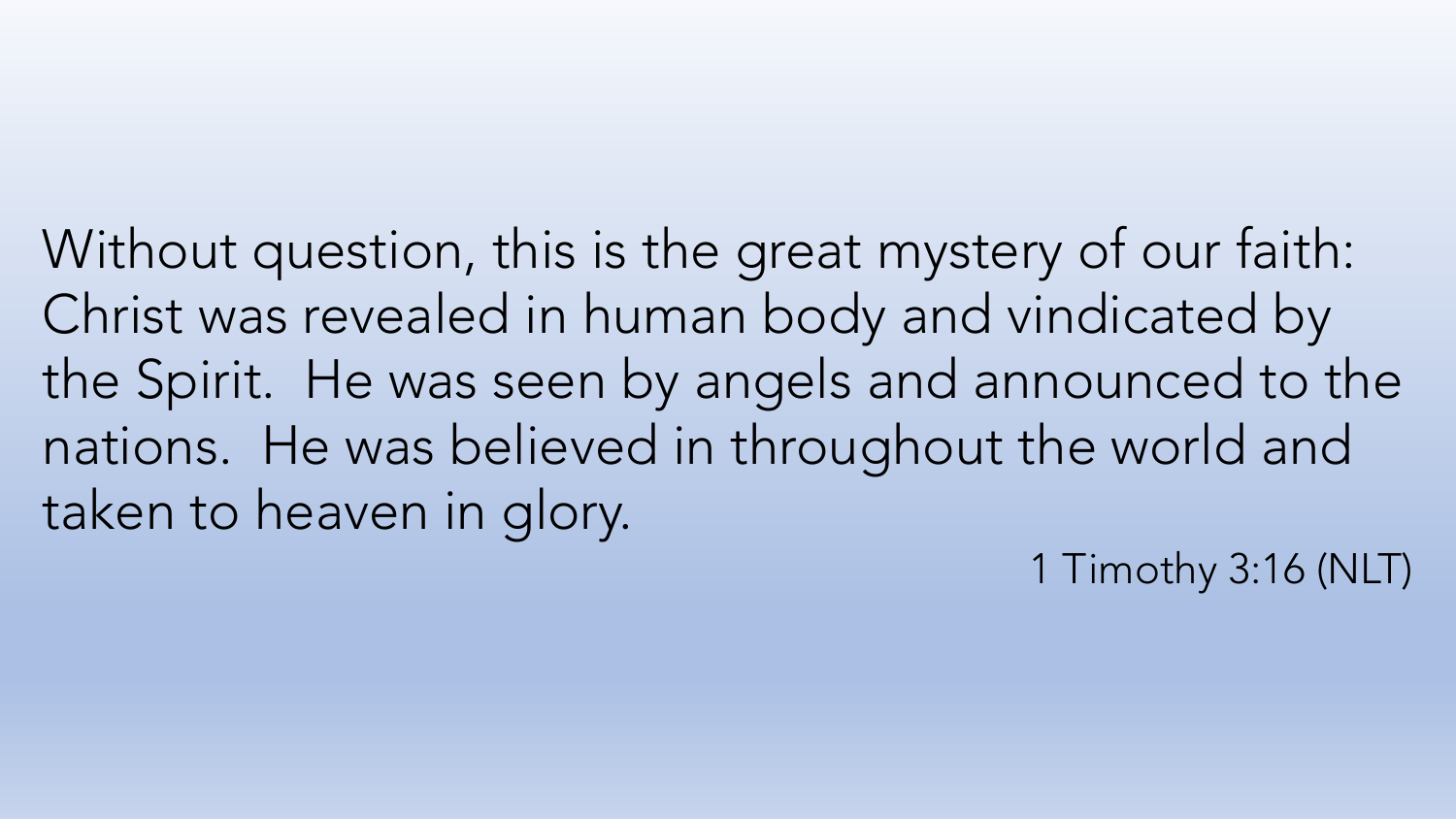Without question, this is the great mystery of our faith: Christ was revealed in human body and vindicated by the Spirit.  He was seen by angels and announced to the nations.  He was believed in throughout the world and taken to heaven in glory.

1 Timothy 3:16 (NLT)